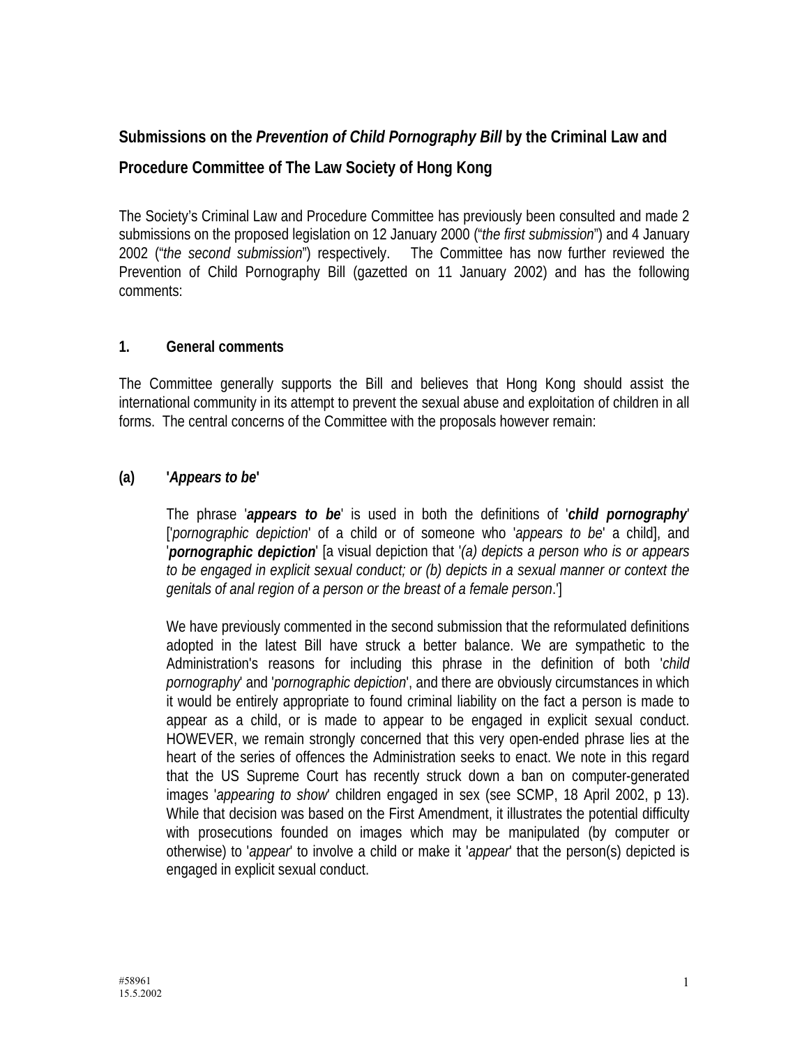## Submissions on the *Prevention of Child Pornography Bill* by the Criminal Law and Procedure Committee of The Law Society of Hong Kong

The Society's Criminal Law and Procedure Committee has previously been consulted and made 2 submissions on the proposed legislation on 12 January 2000 ("*the first submission*") and 4 January 2002 ("*the second submission*") respectively. The Committee has now further reviewed the Prevention of Child Pornography Bill (gazetted on 11 January 2002) and has the following comments:

### 1. General comments

The Committee generally supports the Bill and believes that Hong Kong should assist the international community in its attempt to prevent the sexual abuse and exploitation of children in all forms. The central concerns of the Committee with the proposals however remain:

#### (a) '*Appears to be*'

The phrase '***appears to be***' is used in both the definitions of '***child pornography***' ['*pornographic depiction*' of a child or of someone who '*appears to be*' a child], and '***pornographic depiction***' [a visual depiction that '*(a) depicts a person who is or appears to be engaged in explicit sexual conduct; or (b) depicts in a sexual manner or context the genitals of anal region of a person or the breast of a female person*.']

We have previously commented in the second submission that the reformulated definitions adopted in the latest Bill have struck a better balance. We are sympathetic to the Administration's reasons for including this phrase in the definition of both '*child pornography*' and '*pornographic depiction*', and there are obviously circumstances in which it would be entirely appropriate to found criminal liability on the fact a person is made to appear as a child, or is made to appear to be engaged in explicit sexual conduct. HOWEVER, we remain strongly concerned that this very open-ended phrase lies at the heart of the series of offences the Administration seeks to enact. We note in this regard that the US Supreme Court has recently struck down a ban on computer-generated images '*appearing to show*' children engaged in sex (see SCMP, 18 April 2002, p 13). While that decision was based on the First Amendment, it illustrates the potential difficulty with prosecutions founded on images which may be manipulated (by computer or otherwise) to '*appear*' to involve a child or make it '*appear*' that the person(s) depicted is engaged in explicit sexual conduct.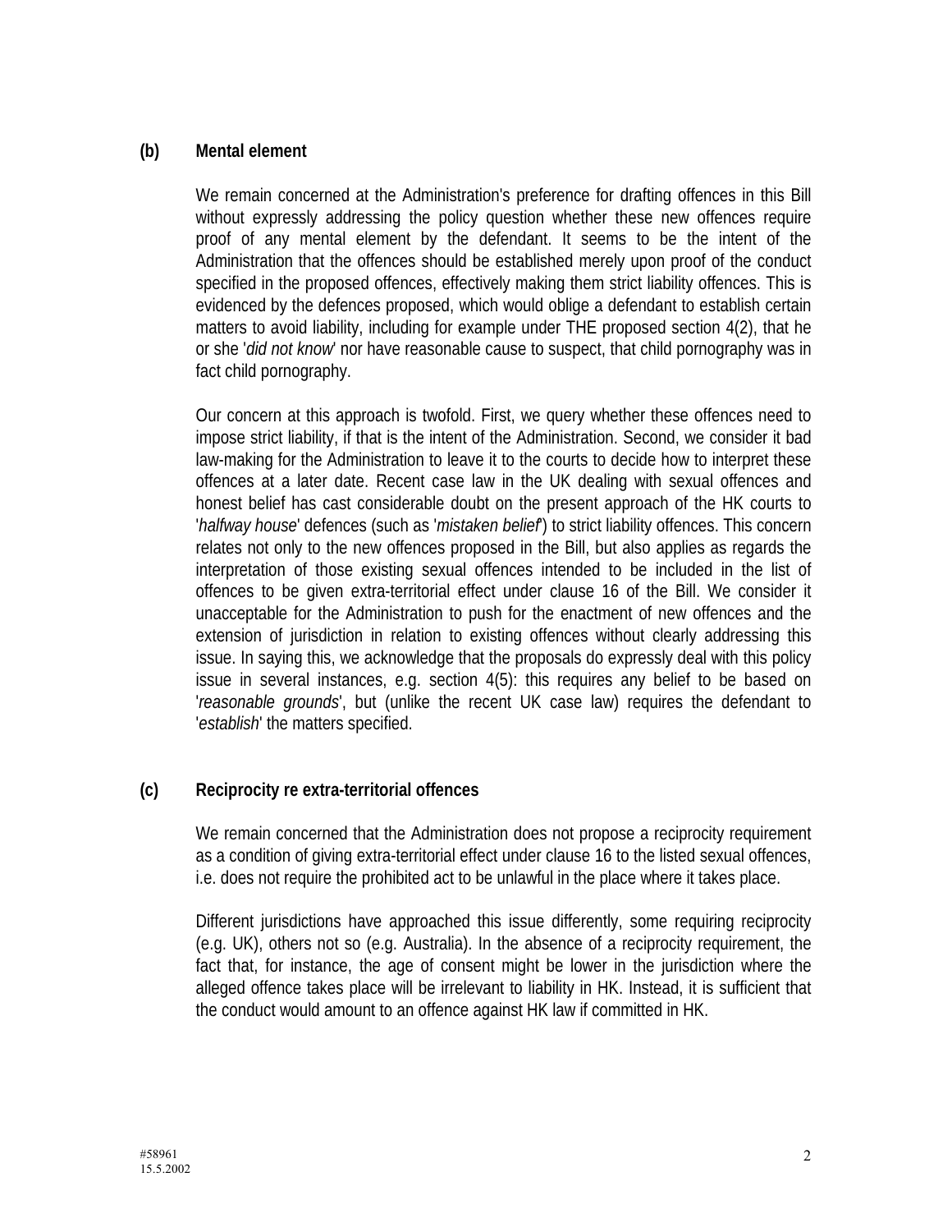**(b) Mental element**

We remain concerned at the Administration's preference for drafting offences in this Bill without expressly addressing the policy question whether these new offences require proof of any mental element by the defendant. It seems to be the intent of the Administration that the offences should be established merely upon proof of the conduct specified in the proposed offences, effectively making them strict liability offences. This is evidenced by the defences proposed, which would oblige a defendant to establish certain matters to avoid liability, including for example under THE proposed section 4(2), that he or she '*did not know*' nor have reasonable cause to suspect, that child pornography was in fact child pornography.

Our concern at this approach is twofold. First, we query whether these offences need to impose strict liability, if that is the intent of the Administration. Second, we consider it bad law-making for the Administration to leave it to the courts to decide how to interpret these offences at a later date. Recent case law in the UK dealing with sexual offences and honest belief has cast considerable doubt on the present approach of the HK courts to '*halfway house*' defences (such as '*mistaken belief*') to strict liability offences. This concern relates not only to the new offences proposed in the Bill, but also applies as regards the interpretation of those existing sexual offences intended to be included in the list of offences to be given extra-territorial effect under clause 16 of the Bill. We consider it unacceptable for the Administration to push for the enactment of new offences and the extension of jurisdiction in relation to existing offences without clearly addressing this issue. In saying this, we acknowledge that the proposals do expressly deal with this policy issue in several instances, e.g. section 4(5): this requires any belief to be based on '*reasonable grounds*', but (unlike the recent UK case law) requires the defendant to '*establish*' the matters specified.

**(c) Reciprocity re extra-territorial offences**

We remain concerned that the Administration does not propose a reciprocity requirement as a condition of giving extra-territorial effect under clause 16 to the listed sexual offences, i.e. does not require the prohibited act to be unlawful in the place where it takes place.

Different jurisdictions have approached this issue differently, some requiring reciprocity (e.g. UK), others not so (e.g. Australia). In the absence of a reciprocity requirement, the fact that, for instance, the age of consent might be lower in the jurisdiction where the alleged offence takes place will be irrelevant to liability in HK. Instead, it is sufficient that the conduct would amount to an offence against HK law if committed in HK.

#58961
15.5.2002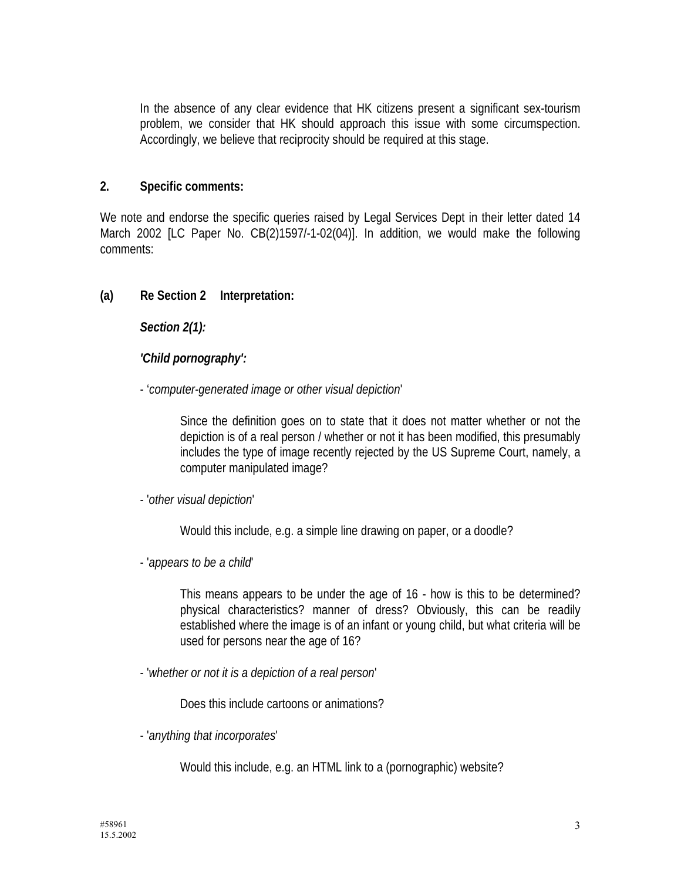In the absence of any clear evidence that HK citizens present a significant sex-tourism problem, we consider that HK should approach this issue with some circumspection. Accordingly, we believe that reciprocity should be required at this stage.

## 2. Specific comments:

We note and endorse the specific queries raised by Legal Services Dept in their letter dated 14 March 2002 [LC Paper No. CB(2)1597/-1-02(04)]. In addition, we would make the following comments:

### (a) Re Section 2 Interpretation:

***Section 2(1):***

***'Child pornography':***

- '*computer-generated image or other visual depiction*'

  Since the definition goes on to state that it does not matter whether or not the depiction is of a real person / whether or not it has been modified, this presumably includes the type of image recently rejected by the US Supreme Court, namely, a computer manipulated image?

- '*other visual depiction*'

  Would this include, e.g. a simple line drawing on paper, or a doodle?

- '*appears to be a child*'

  This means appears to be under the age of 16 - how is this to be determined? physical characteristics? manner of dress? Obviously, this can be readily established where the image is of an infant or young child, but what criteria will be used for persons near the age of 16?

- '*whether or not it is a depiction of a real person*'

  Does this include cartoons or animations?

- '*anything that incorporates*'

  Would this include, e.g. an HTML link to a (pornographic) website?

#58961
15.5.2002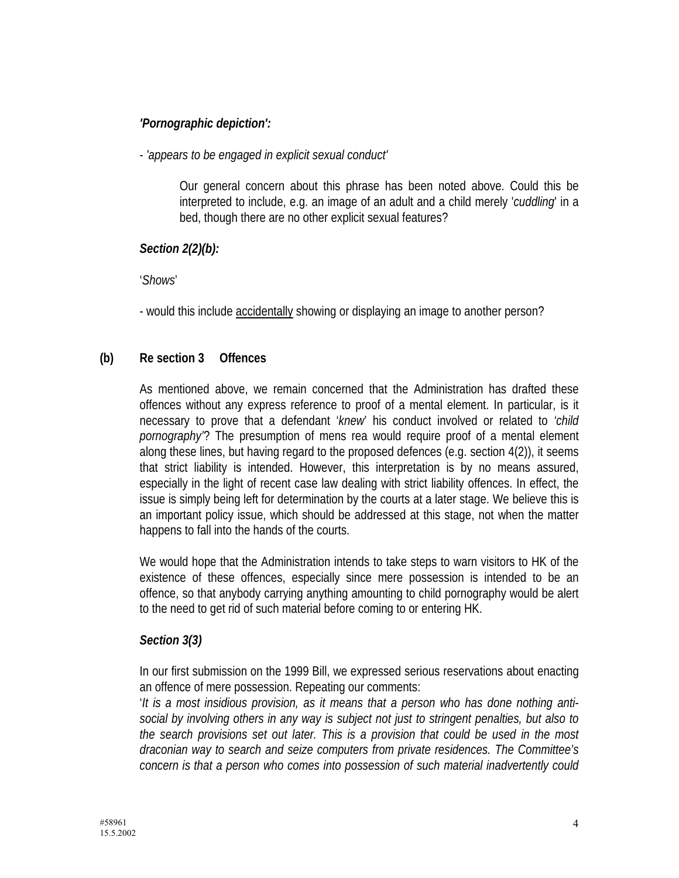***'Pornographic depiction':***

- *'appears to be engaged in explicit sexual conduct'*

> Our general concern about this phrase has been noted above. Could this be interpreted to include, e.g. an image of an adult and a child merely '*cuddling*' in a bed, though there are no other explicit sexual features?

***Section 2(2)(b):***

'*Shows*'

- would this include <u>accidentally</u> showing or displaying an image to another person?

**(b) Re section 3 Offences**

As mentioned above, we remain concerned that the Administration has drafted these offences without any express reference to proof of a mental element. In particular, is it necessary to prove that a defendant '*knew*' his conduct involved or related to *'child pornography'*? The presumption of mens rea would require proof of a mental element along these lines, but having regard to the proposed defences (e.g. section 4(2)), it seems that strict liability is intended. However, this interpretation is by no means assured, especially in the light of recent case law dealing with strict liability offences. In effect, the issue is simply being left for determination by the courts at a later stage. We believe this is an important policy issue, which should be addressed at this stage, not when the matter happens to fall into the hands of the courts.

We would hope that the Administration intends to take steps to warn visitors to HK of the existence of these offences, especially since mere possession is intended to be an offence, so that anybody carrying anything amounting to child pornography would be alert to the need to get rid of such material before coming to or entering HK.

***Section 3(3)***

In our first submission on the 1999 Bill, we expressed serious reservations about enacting an offence of mere possession. Repeating our comments:
'*It is a most insidious provision, as it means that a person who has done nothing anti-social by involving others in any way is subject not just to stringent penalties, but also to the search provisions set out later. This is a provision that could be used in the most draconian way to search and seize computers from private residences. The Committee's concern is that a person who comes into possession of such material inadvertently could*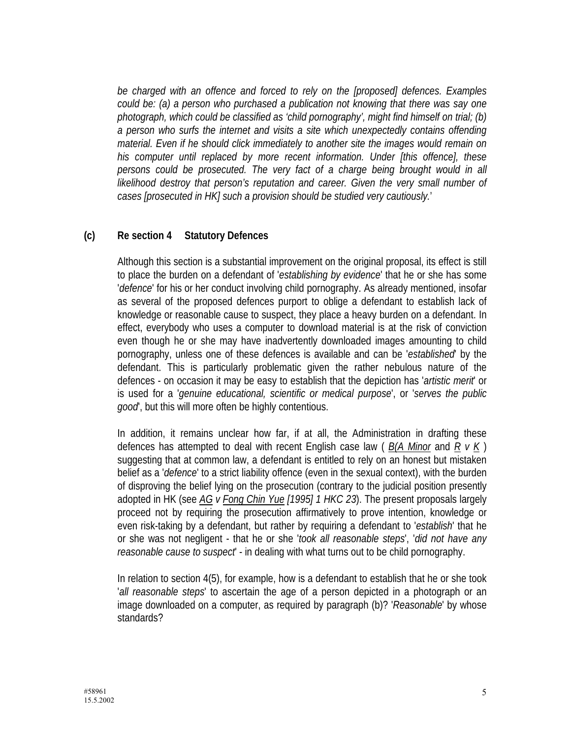*be charged with an offence and forced to rely on the [proposed] defences. Examples could be: (a) a person who purchased a publication not knowing that there was say one photograph, which could be classified as 'child pornography', might find himself on trial; (b) a person who surfs the internet and visits a site which unexpectedly contains offending material. Even if he should click immediately to another site the images would remain on his computer until replaced by more recent information. Under [this offence], these persons could be prosecuted. The very fact of a charge being brought would in all likelihood destroy that person's reputation and career. Given the very small number of cases [prosecuted in HK] such a provision should be studied very cautiously.*'

**(c) Re section 4 Statutory Defences**

Although this section is a substantial improvement on the original proposal, its effect is still to place the burden on a defendant of '*establishing by evidence*' that he or she has some '*defence*' for his or her conduct involving child pornography. As already mentioned, insofar as several of the proposed defences purport to oblige a defendant to establish lack of knowledge or reasonable cause to suspect, they place a heavy burden on a defendant. In effect, everybody who uses a computer to download material is at the risk of conviction even though he or she may have inadvertently downloaded images amounting to child pornography, unless one of these defences is available and can be '*established*' by the defendant. This is particularly problematic given the rather nebulous nature of the defences - on occasion it may be easy to establish that the depiction has '*artistic merit*' or is used for a '*genuine educational, scientific or medical purpose*', or '*serves the public good*', but this will more often be highly contentious.

In addition, it remains unclear how far, if at all, the Administration in drafting these defences has attempted to deal with recent English case law ( *B(A Minor* and *R v K* ) suggesting that at common law, a defendant is entitled to rely on an honest but mistaken belief as a '*defence*' to a strict liability offence (even in the sexual context), with the burden of disproving the belief lying on the prosecution (contrary to the judicial position presently adopted in HK (see *AG v Fong Chin Yue [1995] 1 HKC 23*). The present proposals largely proceed not by requiring the prosecution affirmatively to prove intention, knowledge or even risk-taking by a defendant, but rather by requiring a defendant to '*establish*' that he or she was not negligent - that he or she '*took all reasonable steps*', '*did not have any reasonable cause to suspect*' - in dealing with what turns out to be child pornography.

In relation to section 4(5), for example, how is a defendant to establish that he or she took '*all reasonable steps*' to ascertain the age of a person depicted in a photograph or an image downloaded on a computer, as required by paragraph (b)? '*Reasonable*' by whose standards?

#58961
15.5.2002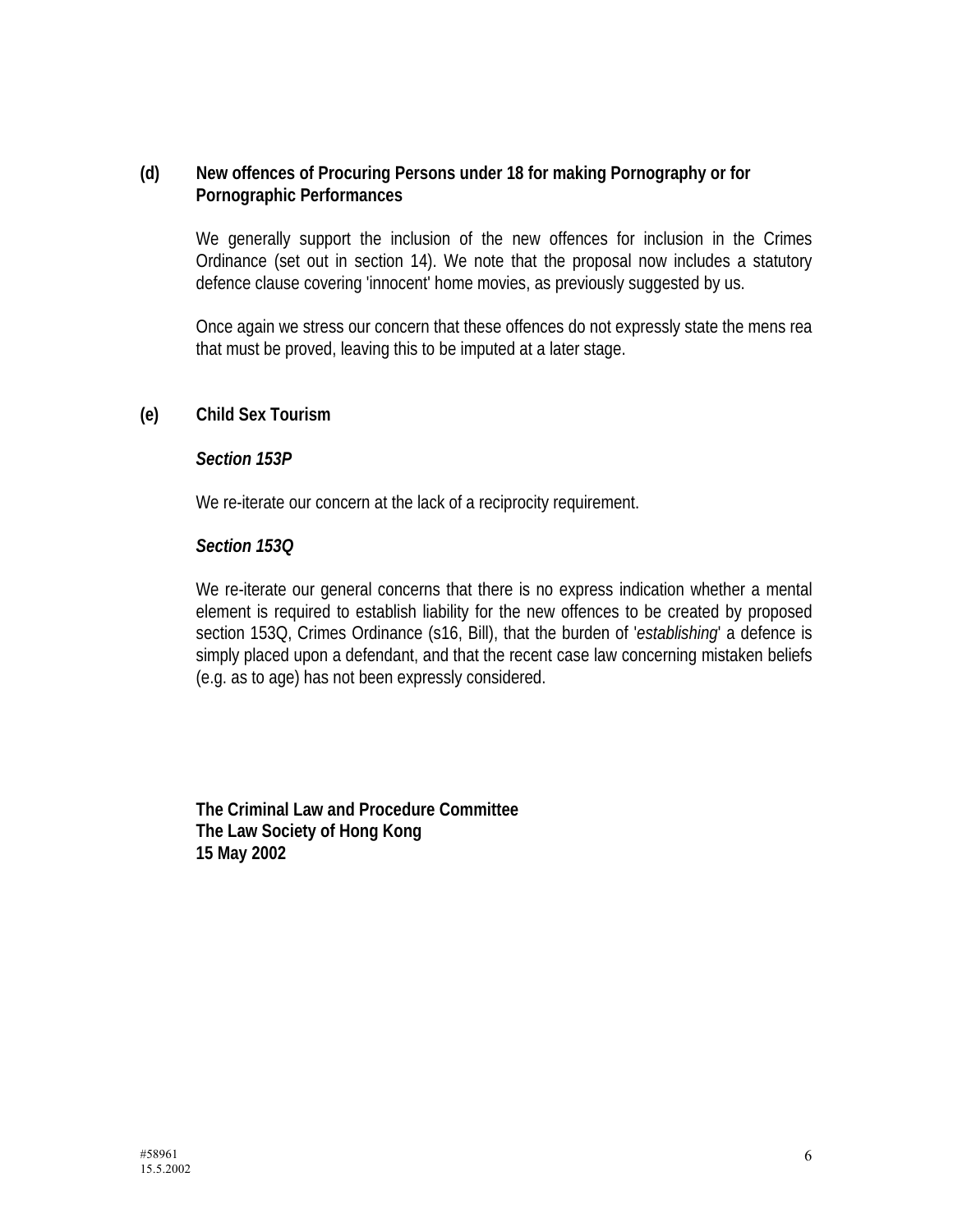**(d) New offences of Procuring Persons under 18 for making Pornography or for Pornographic Performances**

We generally support the inclusion of the new offences for inclusion in the Crimes Ordinance (set out in section 14). We note that the proposal now includes a statutory defence clause covering 'innocent' home movies, as previously suggested by us.

Once again we stress our concern that these offences do not expressly state the mens rea that must be proved, leaving this to be imputed at a later stage.

**(e) Child Sex Tourism**

***Section 153P***

We re-iterate our concern at the lack of a reciprocity requirement.

***Section 153Q***

We re-iterate our general concerns that there is no express indication whether a mental element is required to establish liability for the new offences to be created by proposed section 153Q, Crimes Ordinance (s16, Bill), that the burden of '*establishing*' a defence is simply placed upon a defendant, and that the recent case law concerning mistaken beliefs (e.g. as to age) has not been expressly considered.

**The Criminal Law and Procedure Committee**
**The Law Society of Hong Kong**
**15 May 2002**

#58961
15.5.2002